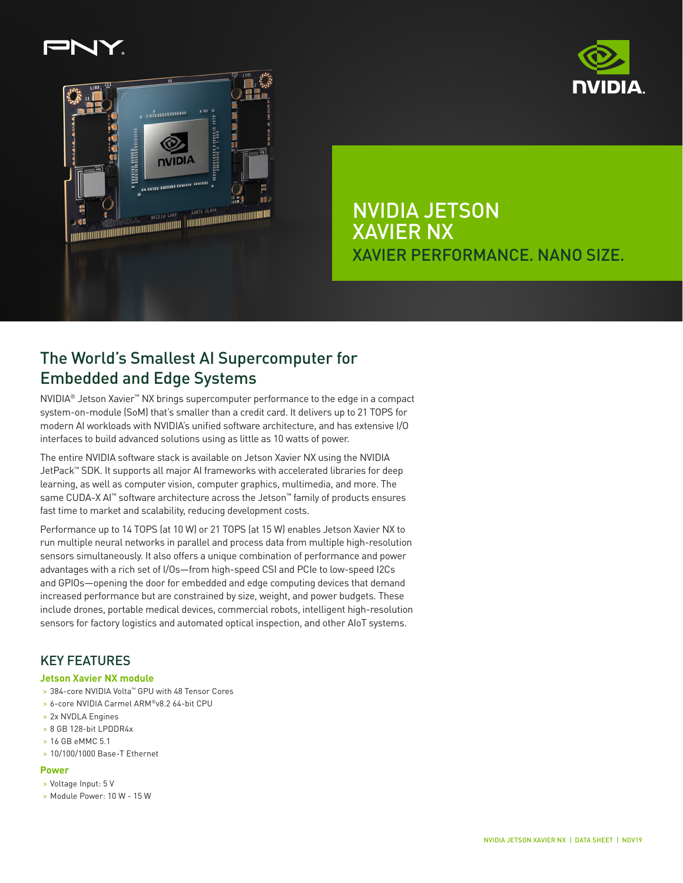# NVIDIA JETSON XAVIER NX

## XAVIER PERFORMANCE. NANO SIZE.

## The World's Smallest AI Supercomputer for Embedded and Edge Systems

NVIDIA® Jetson Xavier™ NX brings supercomputer performance to the edge in a compact system-on-module (SoM) that's smaller than a credit card. It delivers up to 21 TOPS for modern AI workloads with NVIDIA's unified software architecture, and has extensive I/O interfaces to build advanced solutions using as little as 10 watts of power.

The entire NVIDIA software stack is available on Jetson Xavier NX using the NVIDIA JetPack™ SDK. It supports all major AI frameworks with accelerated libraries for deep learning, as well as computer vision, computer graphics, multimedia, and more. The same CUDA-X AI™ software architecture across the Jetson™ family of products ensures fast time to market and scalability, reducing development costs.

Performance up to 14 TOPS (at 10 W) or 21 TOPS (at 15 W) enables Jetson Xavier NX to run multiple neural networks in parallel and process data from multiple high-resolution sensors simultaneously. It also offers a unique combination of performance and power advantages with a rich set of I/Os—from high-speed CSI and PCIe to low-speed I2Cs and GPIOs—opening the door for embedded and edge computing devices that demand increased performance but are constrained by size, weight, and power budgets. These include drones, portable medical devices, commercial robots, intelligent high-resolution sensors for factory logistics and automated optical inspection, and other AIoT systems.

## KEY FEATURES

### Jetson Xavier NX module

- 384-core NVIDIA Volta™ GPU with 48 Tensor Cores
- 6-core NVIDIA Carmel ARM®v8.2 64-bit CPU
- 2x NVDLA Engines
- 8 GB 128-bit LPDDR4x
- 16 GB eMMC 5.1
- 10/100/1000 Base-T Ethernet

### Power

- Voltage Input: 5 V
- Module Power: 10 W - 15 W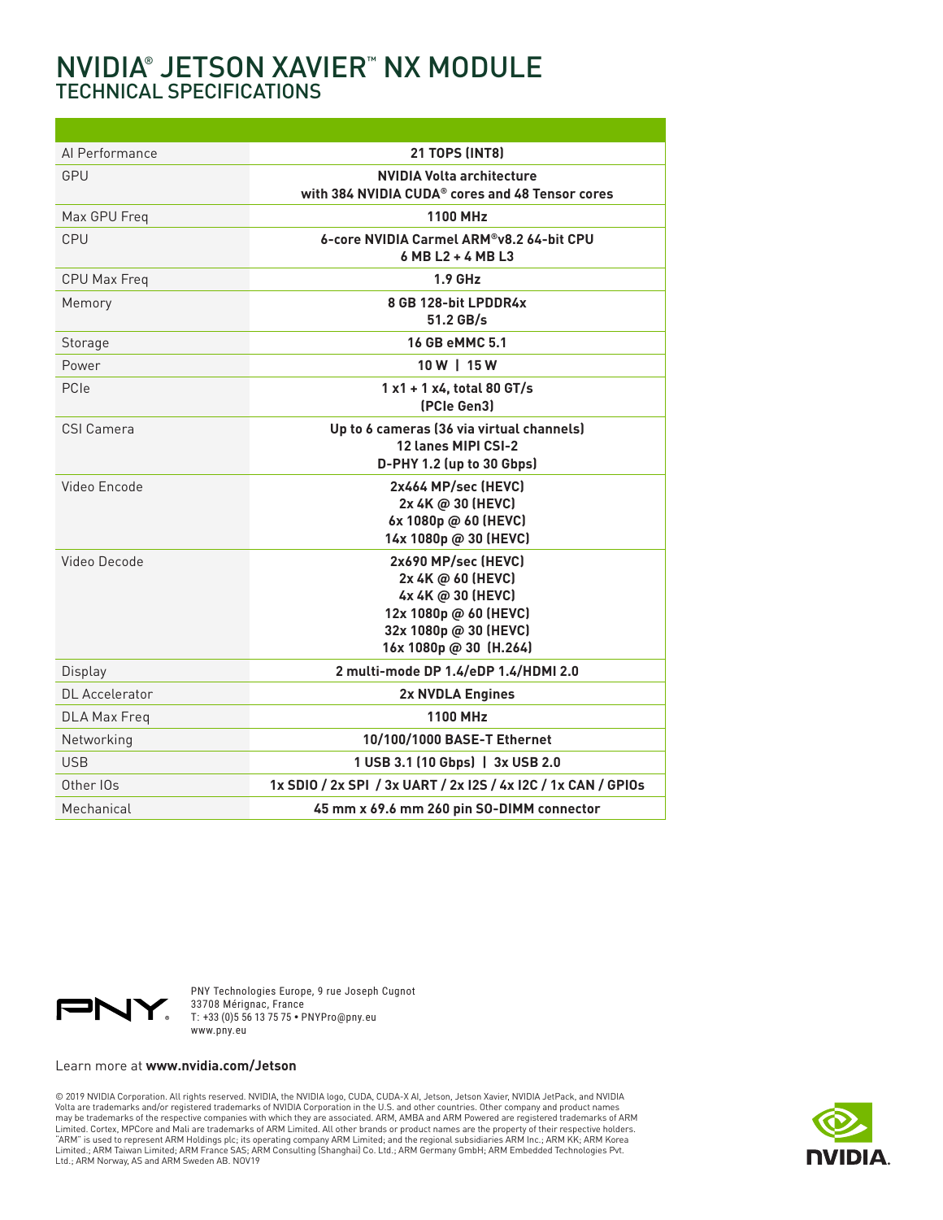# NVIDIA® JETSON XAVIER™ NX MODULE

## TECHNICAL SPECIFICATIONS

| | |
|---|---|
| AI Performance | **21 TOPS (INT8)** |
| GPU | **NVIDIA Volta architecture with 384 NVIDIA CUDA® cores and 48 Tensor cores** |
| Max GPU Freq | **1100 MHz** |
| CPU | **6-core NVIDIA Carmel ARM®v8.2 64-bit CPU 6 MB L2 + 4 MB L3** |
| CPU Max Freq | **1.9 GHz** |
| Memory | **8 GB 128-bit LPDDR4x 51.2 GB/s** |
| Storage | **16 GB eMMC 5.1** |
| Power | **10 W \| 15 W** |
| PCIe | **1 x1 + 1 x4, total 80 GT/s (PCIe Gen3)** |
| CSI Camera | **Up to 6 cameras (36 via virtual channels) 12 lanes MIPI CSI-2 D-PHY 1.2 (up to 30 Gbps)** |
| Video Encode | **2x464 MP/sec (HEVC) 2x 4K @ 30 (HEVC) 6x 1080p @ 60 (HEVC) 14x 1080p @ 30 (HEVC)** |
| Video Decode | **2x690 MP/sec (HEVC) 2x 4K @ 60 (HEVC) 4x 4K @ 30 (HEVC) 12x 1080p @ 60 (HEVC) 32x 1080p @ 30 (HEVC) 16x 1080p @ 30 (H.264)** |
| Display | **2 multi-mode DP 1.4/eDP 1.4/HDMI 2.0** |
| DL Accelerator | **2x NVDLA Engines** |
| DLA Max Freq | **1100 MHz** |
| Networking | **10/100/1000 BASE-T Ethernet** |
| USB | **1 USB 3.1 (10 Gbps) \| 3x USB 2.0** |
| Other IOs | **1x SDIO / 2x SPI / 3x UART / 2x I2S / 4x I2C / 1x CAN / GPIOs** |
| Mechanical | **45 mm x 69.6 mm 260 pin SO-DIMM connector** |

PNY Technologies Europe, 9 rue Joseph Cugnot
33708 Mérignac, France
T: +33 (0)5 56 13 75 75 • PNYPro@pny.eu
www.pny.eu

Learn more at **www.nvidia.com/Jetson**

© 2019 NVIDIA Corporation. All rights reserved. NVIDIA, the NVIDIA logo, CUDA, CUDA-X AI, Jetson, Jetson Xavier, NVIDIA JetPack, and NVIDIA Volta are trademarks and/or registered trademarks of NVIDIA Corporation in the U.S. and other countries. Other company and product names may be trademarks of the respective companies with which they are associated. ARM, AMBA and ARM Powered are registered trademarks of ARM Limited. Cortex, MPCore and Mali are trademarks of ARM Limited. All other brands or product names are the property of their respective holders. "ARM" is used to represent ARM Holdings plc; its operating company ARM Limited; and the regional subsidiaries ARM Inc.; ARM KK; ARM Korea Limited.; ARM Taiwan Limited; ARM France SAS; ARM Consulting (Shanghai) Co. Ltd.; ARM Germany GmbH; ARM Embedded Technologies Pvt. Ltd.; ARM Norway, AS and ARM Sweden AB. NOV19